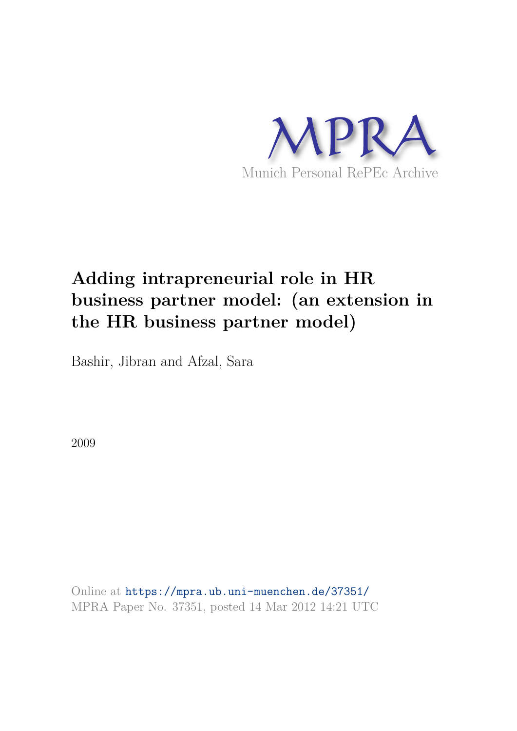MPRA

Munich Personal RePEc Archive

# Adding intrapreneurial role in HR business partner model: (an extension in the HR business partner model)

Bashir, Jibran and Afzal, Sara

2009

Online at https://mpra.ub.uni-muenchen.de/37351/
MPRA Paper No. 37351, posted 14 Mar 2012 14:21 UTC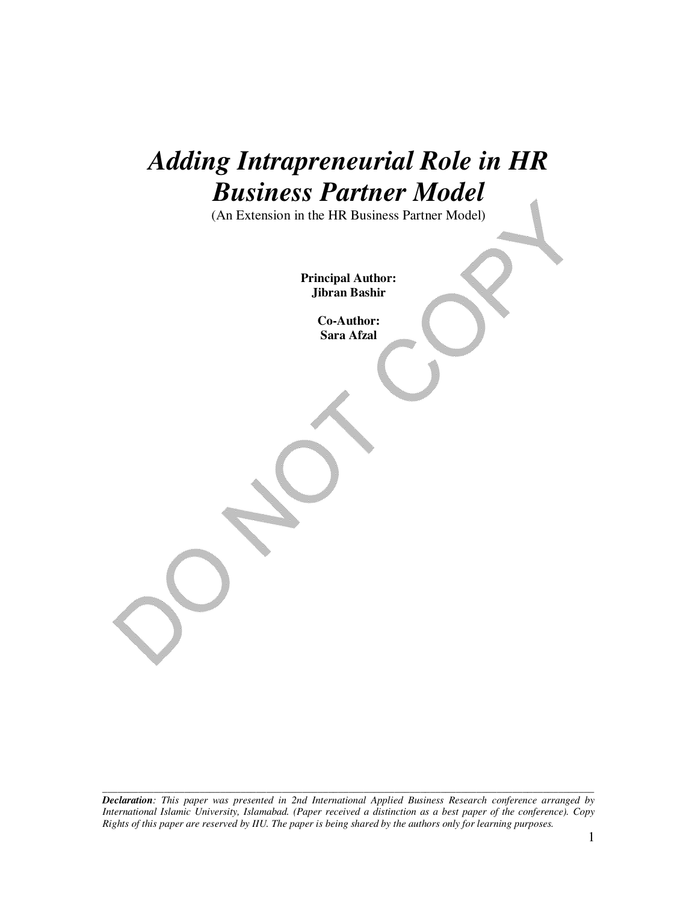# *Adding Intrapreneurial Role in HR Business Partner Model*

(An Extension in the HR Business Partner Model)

**Principal Author:**
**Jibran Bashir**

**Co-Author:**
**Sara Afzal**

---

***Declaration**: This paper was presented in 2nd International Applied Business Research conference arranged by International Islamic University, Islamabad. (Paper received a distinction as a best paper of the conference). Copy Rights of this paper are reserved by IIU. The paper is being shared by the authors only for learning purposes.*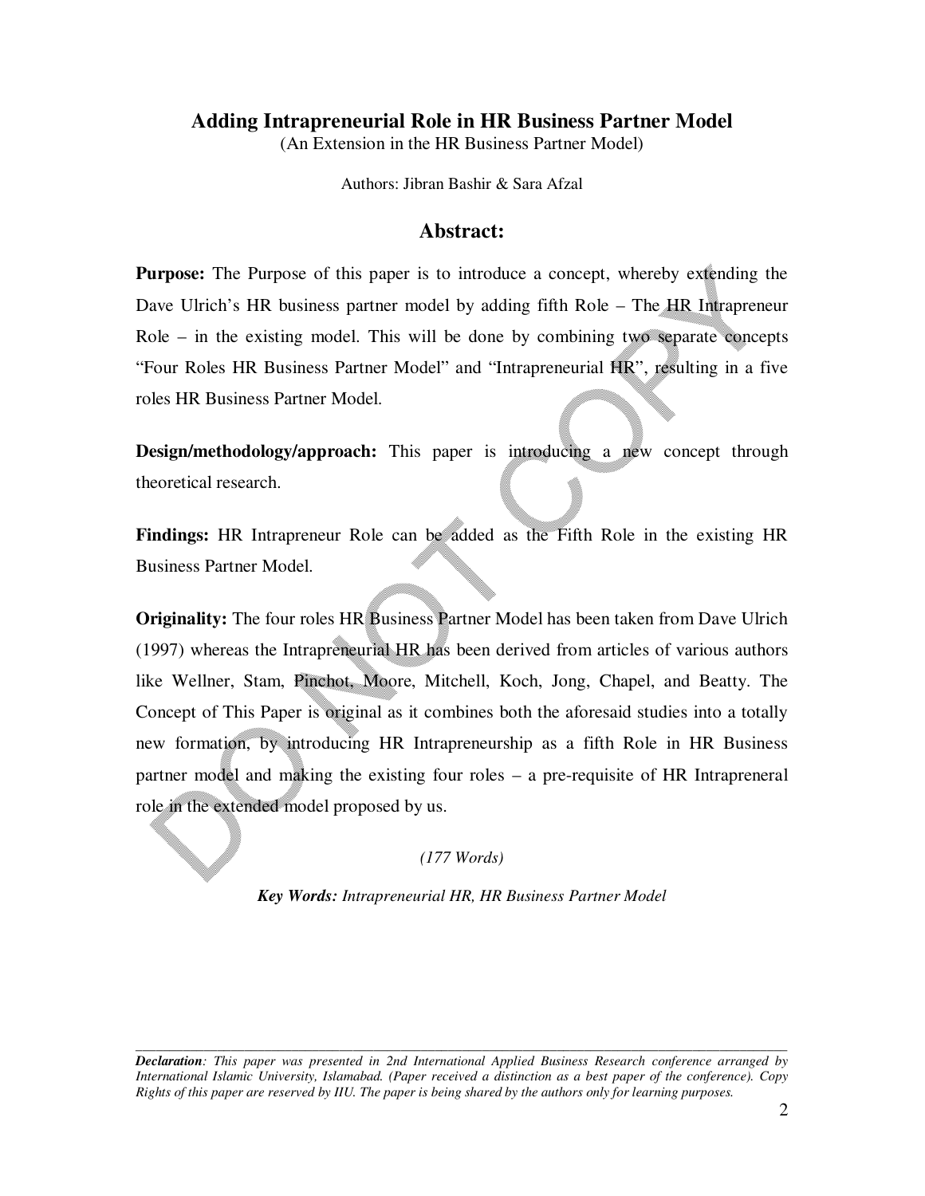# Adding Intrapreneurial Role in HR Business Partner Model

(An Extension in the HR Business Partner Model)

Authors: Jibran Bashir & Sara Afzal

## Abstract:

**Purpose:** The Purpose of this paper is to introduce a concept, whereby extending the Dave Ulrich's HR business partner model by adding fifth Role – The HR Intrapreneur Role – in the existing model. This will be done by combining two separate concepts "Four Roles HR Business Partner Model" and "Intrapreneurial HR", resulting in a five roles HR Business Partner Model.

**Design/methodology/approach:** This paper is introducing a new concept through theoretical research.

**Findings:** HR Intrapreneur Role can be added as the Fifth Role in the existing HR Business Partner Model.

**Originality:** The four roles HR Business Partner Model has been taken from Dave Ulrich (1997) whereas the Intrapreneurial HR has been derived from articles of various authors like Wellner, Stam, Pinchot, Moore, Mitchell, Koch, Jong, Chapel, and Beatty. The Concept of This Paper is original as it combines both the aforesaid studies into a totally new formation, by introducing HR Intrapreneurship as a fifth Role in HR Business partner model and making the existing four roles – a pre-requisite of HR Intrapreneral role in the extended model proposed by us.

*(177 Words)*

***Key Words:*** *Intrapreneurial HR, HR Business Partner Model*

---

***Declaration**: This paper was presented in 2nd International Applied Business Research conference arranged by International Islamic University, Islamabad. (Paper received a distinction as a best paper of the conference). Copy Rights of this paper are reserved by IIU. The paper is being shared by the authors only for learning purposes.*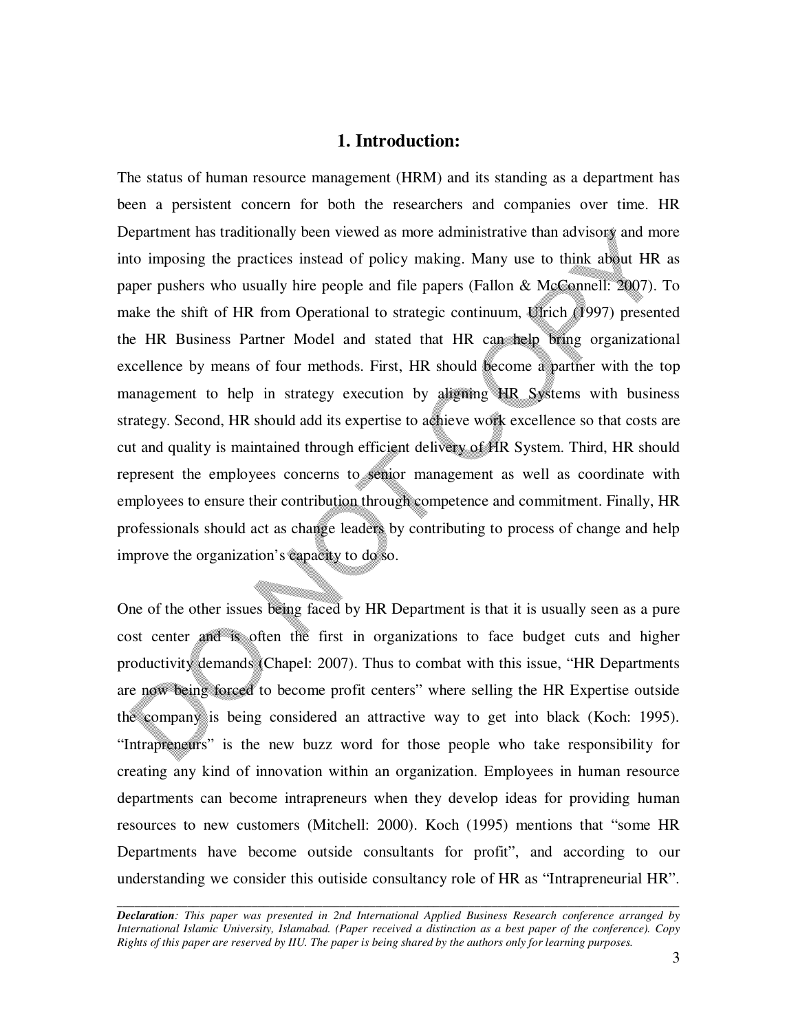# 1. Introduction:

The status of human resource management (HRM) and its standing as a department has been a persistent concern for both the researchers and companies over time. HR Department has traditionally been viewed as more administrative than advisory and more into imposing the practices instead of policy making. Many use to think about HR as paper pushers who usually hire people and file papers (Fallon & McConnell: 2007). To make the shift of HR from Operational to strategic continuum, Ulrich (1997) presented the HR Business Partner Model and stated that HR can help bring organizational excellence by means of four methods. First, HR should become a partner with the top management to help in strategy execution by aligning HR Systems with business strategy. Second, HR should add its expertise to achieve work excellence so that costs are cut and quality is maintained through efficient delivery of HR System. Third, HR should represent the employees concerns to senior management as well as coordinate with employees to ensure their contribution through competence and commitment. Finally, HR professionals should act as change leaders by contributing to process of change and help improve the organization's capacity to do so.

One of the other issues being faced by HR Department is that it is usually seen as a pure cost center and is often the first in organizations to face budget cuts and higher productivity demands (Chapel: 2007). Thus to combat with this issue, "HR Departments are now being forced to become profit centers" where selling the HR Expertise outside the company is being considered an attractive way to get into black (Koch: 1995). "Intrapreneurs" is the new buzz word for those people who take responsibility for creating any kind of innovation within an organization. Employees in human resource departments can become intrapreneurs when they develop ideas for providing human resources to new customers (Mitchell: 2000). Koch (1995) mentions that "some HR Departments have become outside consultants for profit", and according to our understanding we consider this outiside consultancy role of HR as "Intrapreneurial HR".

---

***Declaration**: This paper was presented in 2nd International Applied Business Research conference arranged by International Islamic University, Islamabad. (Paper received a distinction as a best paper of the conference). Copy Rights of this paper are reserved by IIU. The paper is being shared by the authors only for learning purposes.*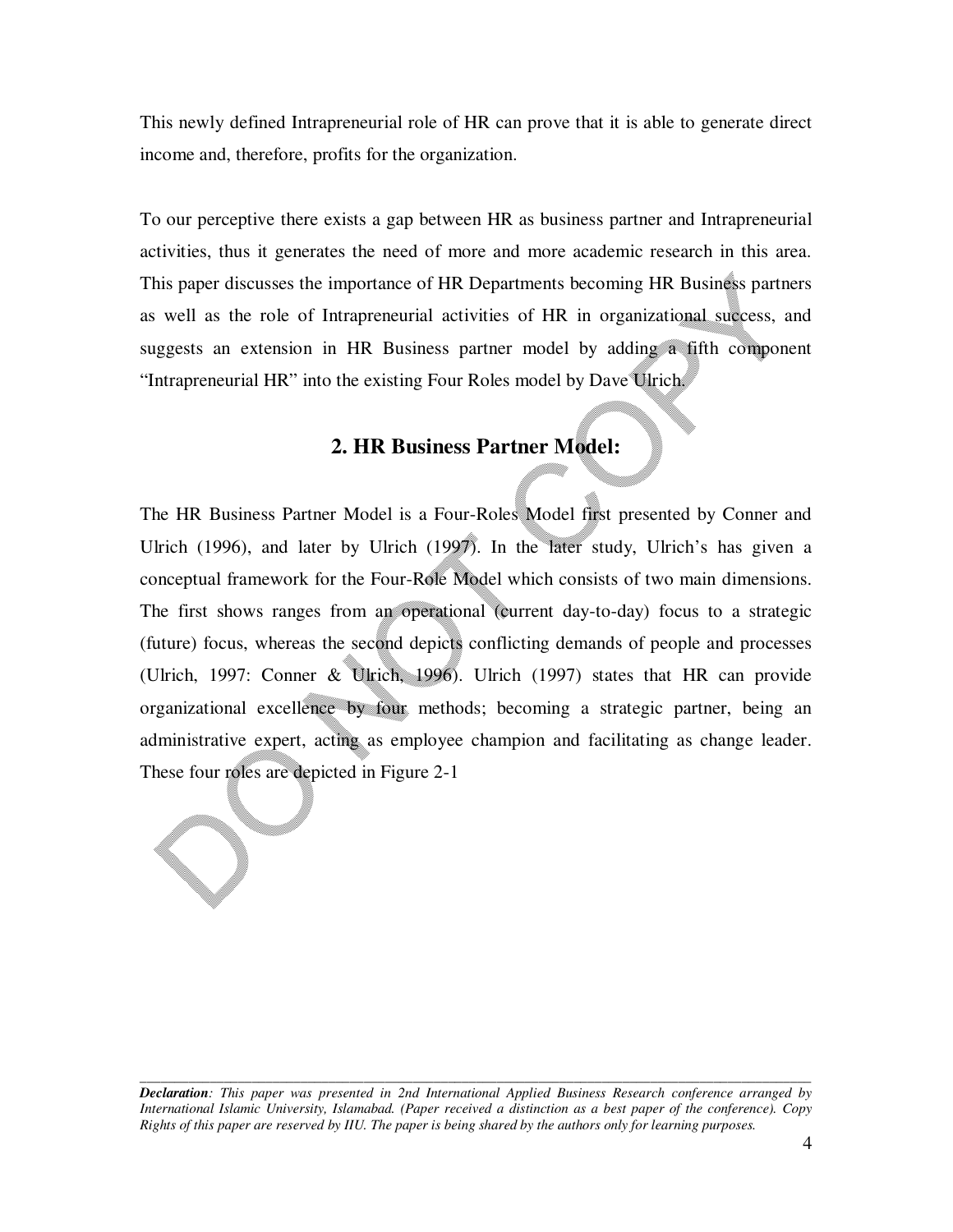This newly defined Intrapreneurial role of HR can prove that it is able to generate direct income and, therefore, profits for the organization.

To our perceptive there exists a gap between HR as business partner and Intrapreneurial activities, thus it generates the need of more and more academic research in this area. This paper discusses the importance of HR Departments becoming HR Business partners as well as the role of Intrapreneurial activities of HR in organizational success, and suggests an extension in HR Business partner model by adding a fifth component "Intrapreneurial HR" into the existing Four Roles model by Dave Ulrich.

## 2. HR Business Partner Model:

The HR Business Partner Model is a Four-Roles Model first presented by Conner and Ulrich (1996), and later by Ulrich (1997). In the later study, Ulrich's has given a conceptual framework for the Four-Role Model which consists of two main dimensions. The first shows ranges from an operational (current day-to-day) focus to a strategic (future) focus, whereas the second depicts conflicting demands of people and processes (Ulrich, 1997: Conner & Ulrich, 1996). Ulrich (1997) states that HR can provide organizational excellence by four methods; becoming a strategic partner, being an administrative expert, acting as employee champion and facilitating as change leader. These four roles are depicted in Figure 2-1

---

***Declaration**: This paper was presented in 2nd International Applied Business Research conference arranged by International Islamic University, Islamabad. (Paper received a distinction as a best paper of the conference). Copy Rights of this paper are reserved by IIU. The paper is being shared by the authors only for learning purposes.*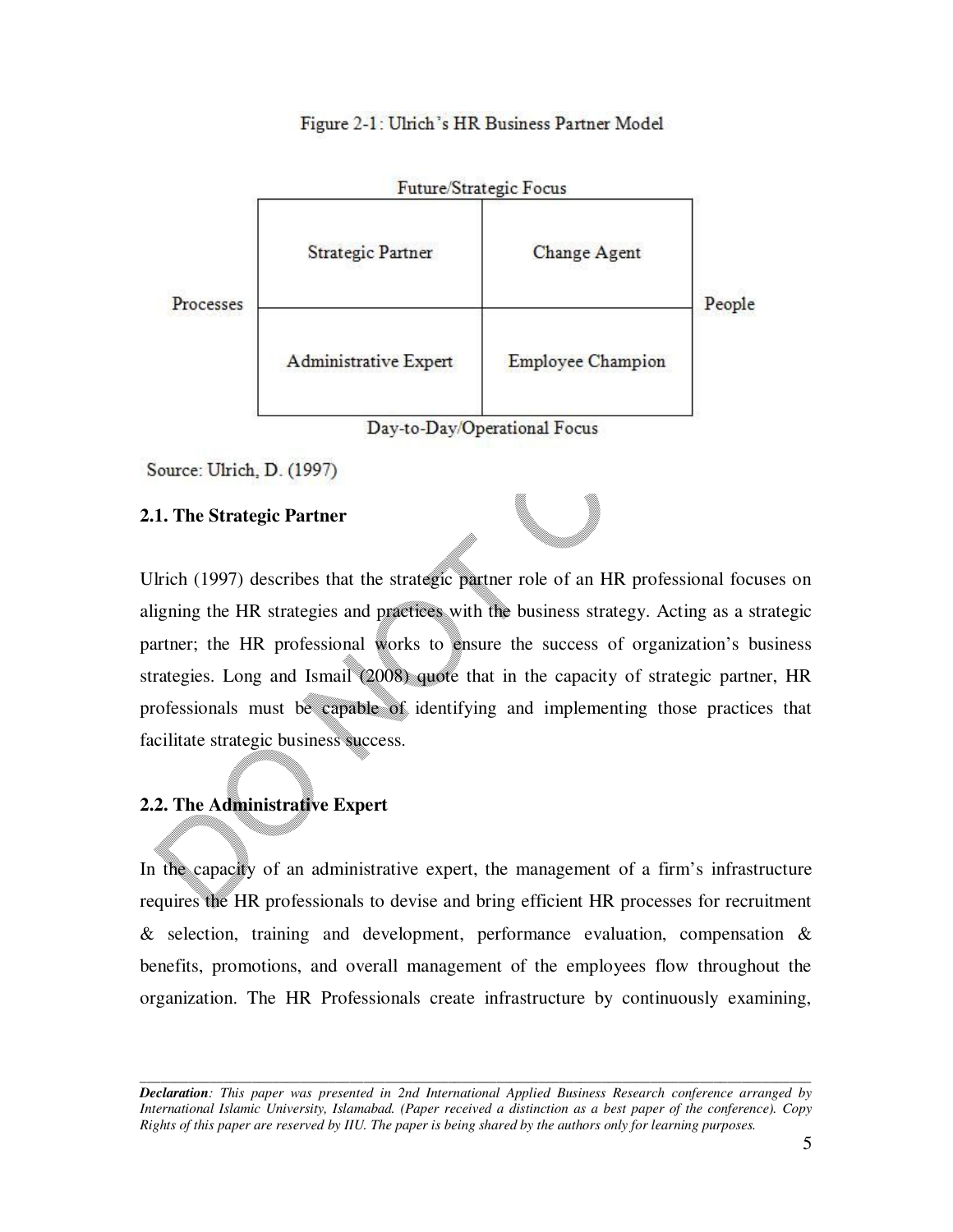Figure 2-1: Ulrich's HR Business Partner Model

| | Future/Strategic Focus | | |
| --- | --- | --- | --- |
| Processes | Strategic Partner | Change Agent | People |
| | Administrative Expert | Employee Champion | |
| | Day-to-Day/Operational Focus | | |

Source: Ulrich, D. (1997)

### 2.1. The Strategic Partner

Ulrich (1997) describes that the strategic partner role of an HR professional focuses on aligning the HR strategies and practices with the business strategy. Acting as a strategic partner; the HR professional works to ensure the success of organization's business strategies. Long and Ismail (2008) quote that in the capacity of strategic partner, HR professionals must be capable of identifying and implementing those practices that facilitate strategic business success.

### 2.2. The Administrative Expert

In the capacity of an administrative expert, the management of a firm's infrastructure requires the HR professionals to devise and bring efficient HR processes for recruitment & selection, training and development, performance evaluation, compensation & benefits, promotions, and overall management of the employees flow throughout the organization. The HR Professionals create infrastructure by continuously examining,

*Declaration: This paper was presented in 2nd International Applied Business Research conference arranged by International Islamic University, Islamabad. (Paper received a distinction as a best paper of the conference). Copy Rights of this paper are reserved by IIU. The paper is being shared by the authors only for learning purposes.*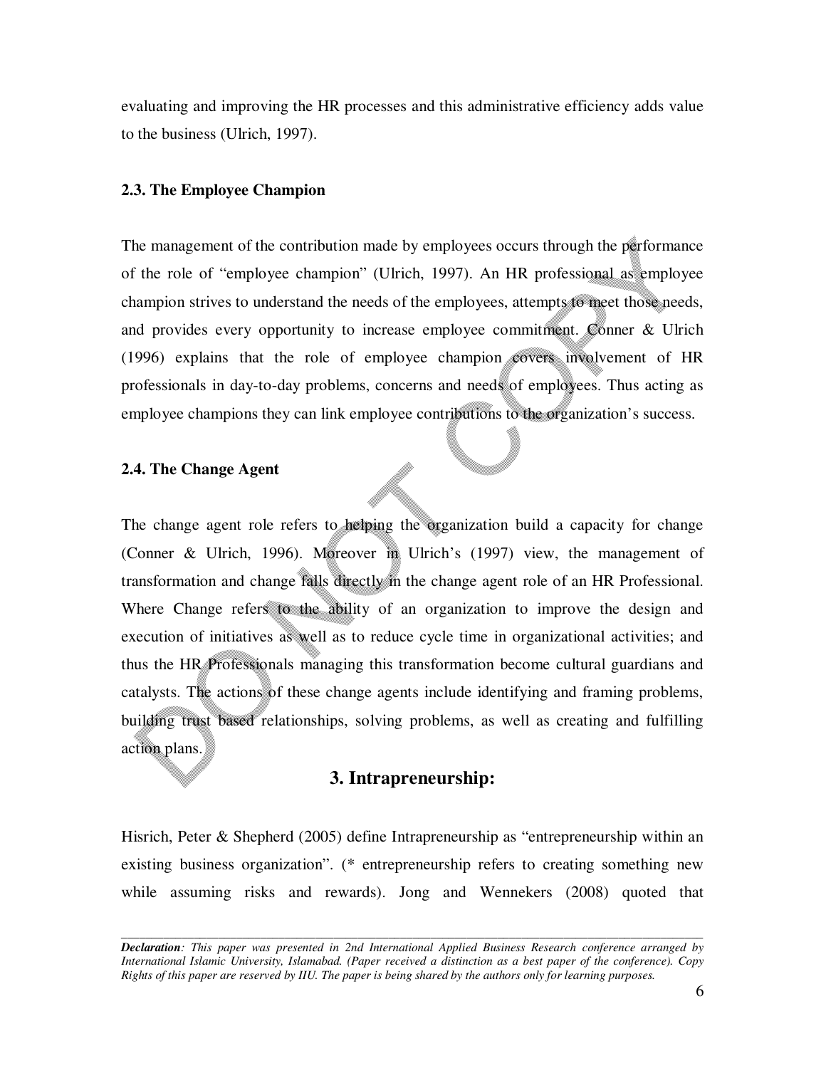evaluating and improving the HR processes and this administrative efficiency adds value to the business (Ulrich, 1997).

### 2.3. The Employee Champion

The management of the contribution made by employees occurs through the performance of the role of "employee champion" (Ulrich, 1997). An HR professional as employee champion strives to understand the needs of the employees, attempts to meet those needs, and provides every opportunity to increase employee commitment. Conner & Ulrich (1996) explains that the role of employee champion covers involvement of HR professionals in day-to-day problems, concerns and needs of employees. Thus acting as employee champions they can link employee contributions to the organization's success.

### 2.4. The Change Agent

The change agent role refers to helping the organization build a capacity for change (Conner & Ulrich, 1996). Moreover in Ulrich's (1997) view, the management of transformation and change falls directly in the change agent role of an HR Professional. Where Change refers to the ability of an organization to improve the design and execution of initiatives as well as to reduce cycle time in organizational activities; and thus the HR Professionals managing this transformation become cultural guardians and catalysts. The actions of these change agents include identifying and framing problems, building trust based relationships, solving problems, as well as creating and fulfilling action plans.

## 3. Intrapreneurship:

Hisrich, Peter & Shepherd (2005) define Intrapreneurship as "entrepreneurship within an existing business organization". (* entrepreneurship refers to creating something new while assuming risks and rewards). Jong and Wennekers (2008) quoted that

---

***Declaration****: This paper was presented in 2nd International Applied Business Research conference arranged by International Islamic University, Islamabad. (Paper received a distinction as a best paper of the conference). Copy Rights of this paper are reserved by IIU. The paper is being shared by the authors only for learning purposes.*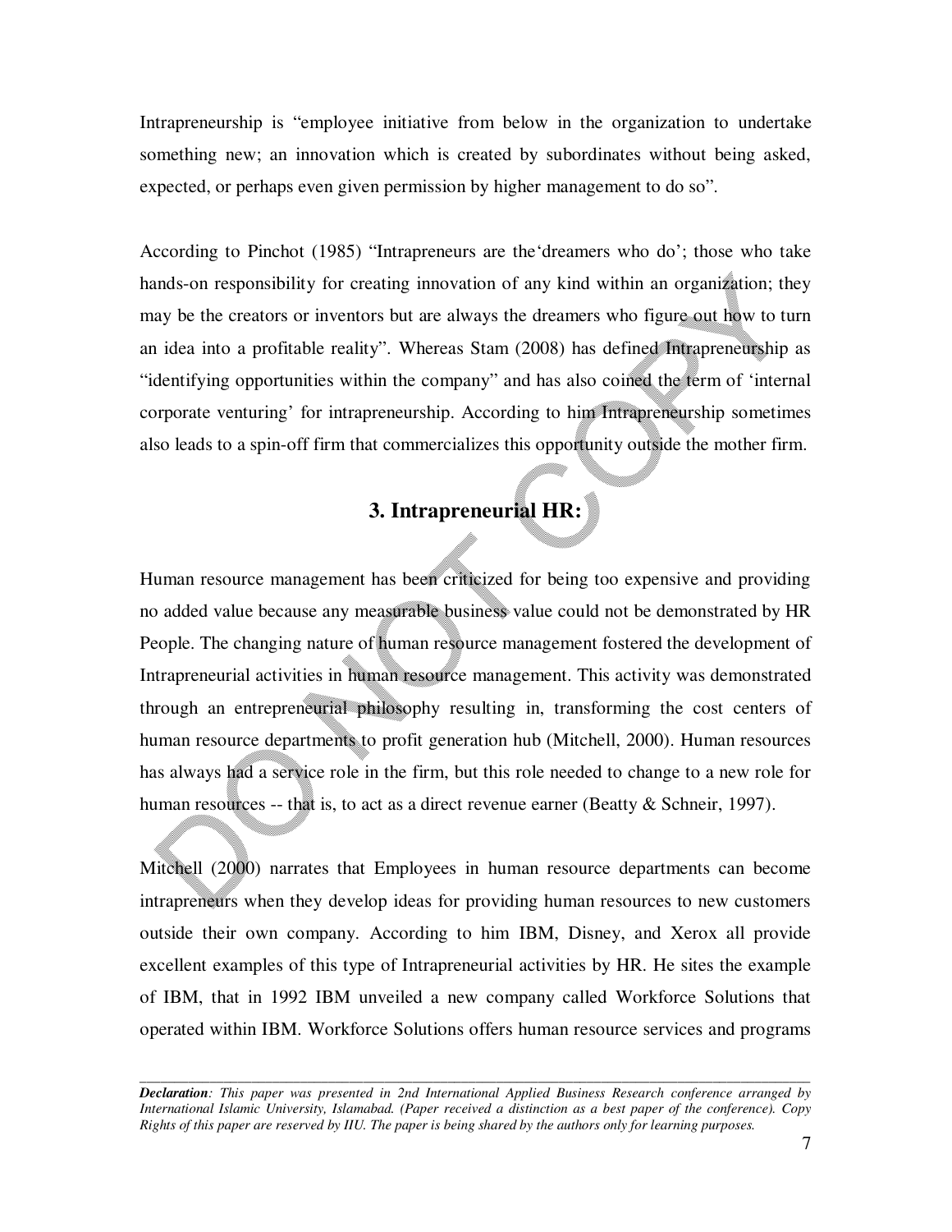Intrapreneurship is "employee initiative from below in the organization to undertake something new; an innovation which is created by subordinates without being asked, expected, or perhaps even given permission by higher management to do so".

According to Pinchot (1985) "Intrapreneurs are the'dreamers who do'; those who take hands-on responsibility for creating innovation of any kind within an organization; they may be the creators or inventors but are always the dreamers who figure out how to turn an idea into a profitable reality". Whereas Stam (2008) has defined Intrapreneurship as "identifying opportunities within the company" and has also coined the term of 'internal corporate venturing' for intrapreneurship. According to him Intrapreneurship sometimes also leads to a spin-off firm that commercializes this opportunity outside the mother firm.

## 3. Intrapreneurial HR:

Human resource management has been criticized for being too expensive and providing no added value because any measurable business value could not be demonstrated by HR People. The changing nature of human resource management fostered the development of Intrapreneurial activities in human resource management. This activity was demonstrated through an entrepreneurial philosophy resulting in, transforming the cost centers of human resource departments to profit generation hub (Mitchell, 2000). Human resources has always had a service role in the firm, but this role needed to change to a new role for human resources -- that is, to act as a direct revenue earner (Beatty & Schneir, 1997).

Mitchell (2000) narrates that Employees in human resource departments can become intrapreneurs when they develop ideas for providing human resources to new customers outside their own company. According to him IBM, Disney, and Xerox all provide excellent examples of this type of Intrapreneurial activities by HR. He sites the example of IBM, that in 1992 IBM unveiled a new company called Workforce Solutions that operated within IBM. Workforce Solutions offers human resource services and programs

***Declaration****: This paper was presented in 2nd International Applied Business Research conference arranged by International Islamic University, Islamabad. (Paper received a distinction as a best paper of the conference). Copy Rights of this paper are reserved by IIU. The paper is being shared by the authors only for learning purposes.*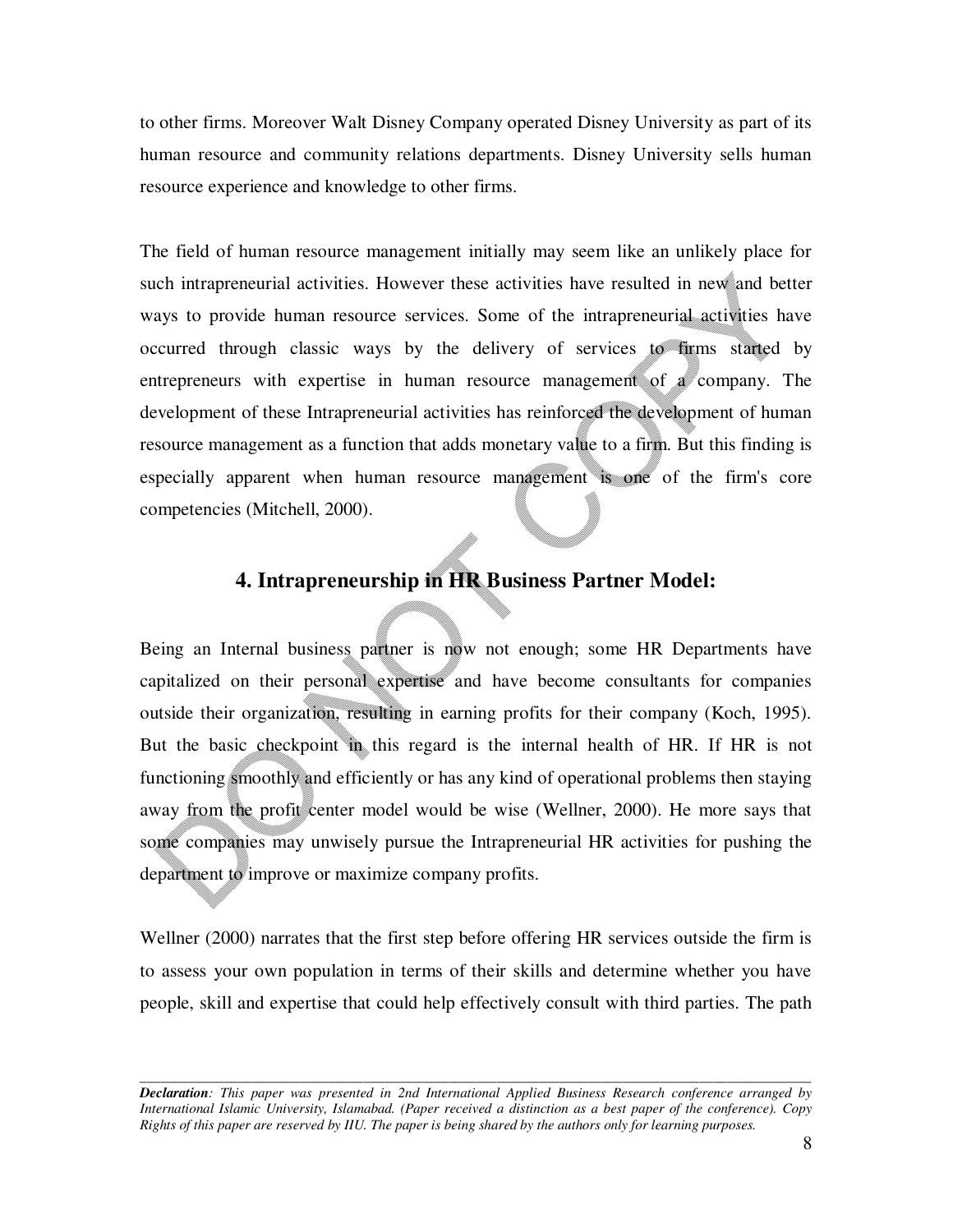to other firms. Moreover Walt Disney Company operated Disney University as part of its human resource and community relations departments. Disney University sells human resource experience and knowledge to other firms.

The field of human resource management initially may seem like an unlikely place for such intrapreneurial activities. However these activities have resulted in new and better ways to provide human resource services. Some of the intrapreneurial activities have occurred through classic ways by the delivery of services to firms started by entrepreneurs with expertise in human resource management of a company. The development of these Intrapreneurial activities has reinforced the development of human resource management as a function that adds monetary value to a firm. But this finding is especially apparent when human resource management is one of the firm's core competencies (Mitchell, 2000).

## 4. Intrapreneurship in HR Business Partner Model:

Being an Internal business partner is now not enough; some HR Departments have capitalized on their personal expertise and have become consultants for companies outside their organization, resulting in earning profits for their company (Koch, 1995). But the basic checkpoint in this regard is the internal health of HR. If HR is not functioning smoothly and efficiently or has any kind of operational problems then staying away from the profit center model would be wise (Wellner, 2000). He more says that some companies may unwisely pursue the Intrapreneurial HR activities for pushing the department to improve or maximize company profits.

Wellner (2000) narrates that the first step before offering HR services outside the firm is to assess your own population in terms of their skills and determine whether you have people, skill and expertise that could help effectively consult with third parties. The path

---

***Declaration**: This paper was presented in 2nd International Applied Business Research conference arranged by International Islamic University, Islamabad. (Paper received a distinction as a best paper of the conference). Copy Rights of this paper are reserved by IIU. The paper is being shared by the authors only for learning purposes.*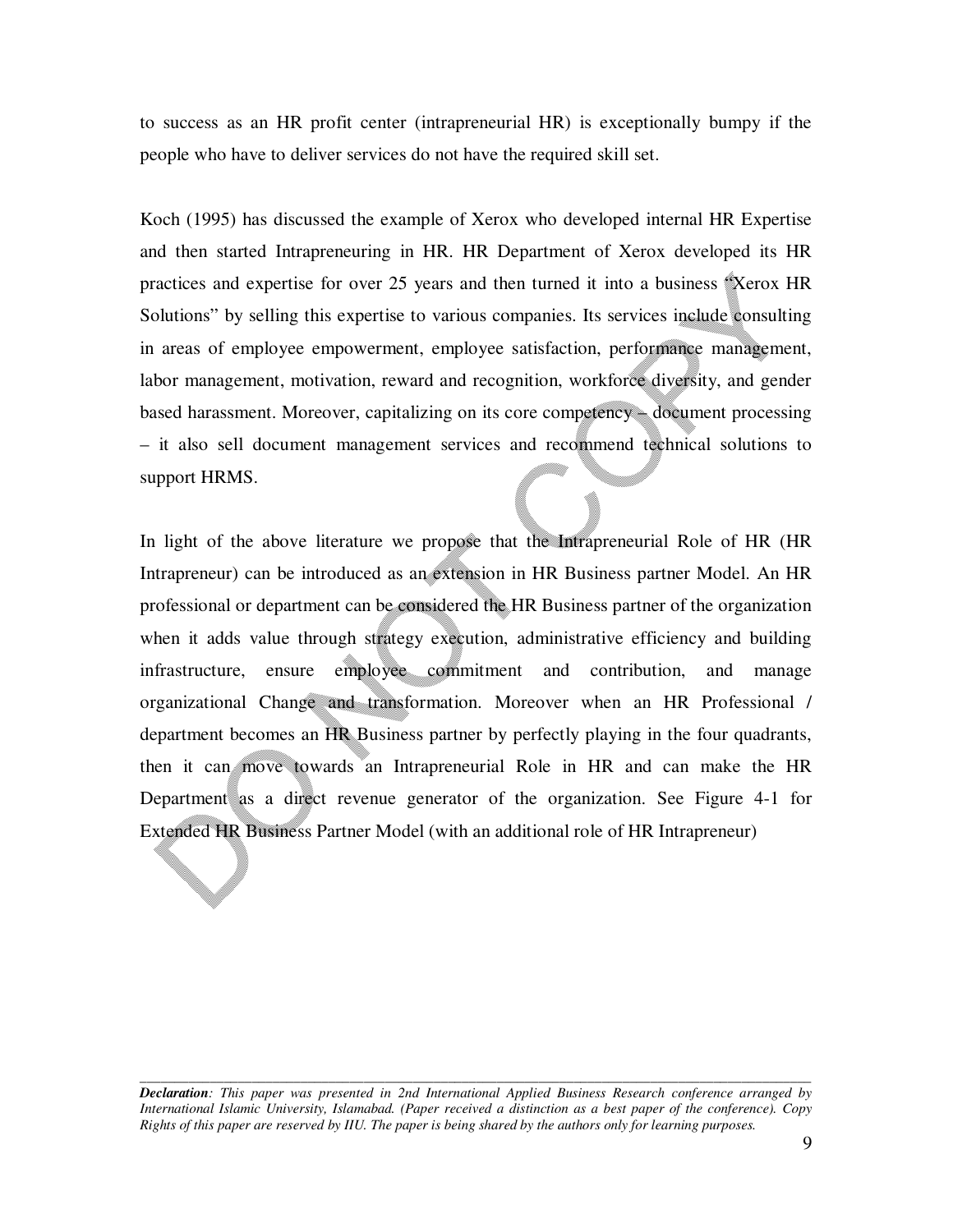to success as an HR profit center (intrapreneurial HR) is exceptionally bumpy if the people who have to deliver services do not have the required skill set.

Koch (1995) has discussed the example of Xerox who developed internal HR Expertise and then started Intrapreneuring in HR. HR Department of Xerox developed its HR practices and expertise for over 25 years and then turned it into a business "Xerox HR Solutions" by selling this expertise to various companies. Its services include consulting in areas of employee empowerment, employee satisfaction, performance management, labor management, motivation, reward and recognition, workforce diversity, and gender based harassment. Moreover, capitalizing on its core competency – document processing – it also sell document management services and recommend technical solutions to support HRMS.

In light of the above literature we propose that the Intrapreneurial Role of HR (HR Intrapreneur) can be introduced as an extension in HR Business partner Model. An HR professional or department can be considered the HR Business partner of the organization when it adds value through strategy execution, administrative efficiency and building infrastructure, ensure employee commitment and contribution, and manage organizational Change and transformation. Moreover when an HR Professional / department becomes an HR Business partner by perfectly playing in the four quadrants, then it can move towards an Intrapreneurial Role in HR and can make the HR Department as a direct revenue generator of the organization. See Figure 4-1 for Extended HR Business Partner Model (with an additional role of HR Intrapreneur)

*Declaration: This paper was presented in 2nd International Applied Business Research conference arranged by International Islamic University, Islamabad. (Paper received a distinction as a best paper of the conference). Copy Rights of this paper are reserved by IIU. The paper is being shared by the authors only for learning purposes.*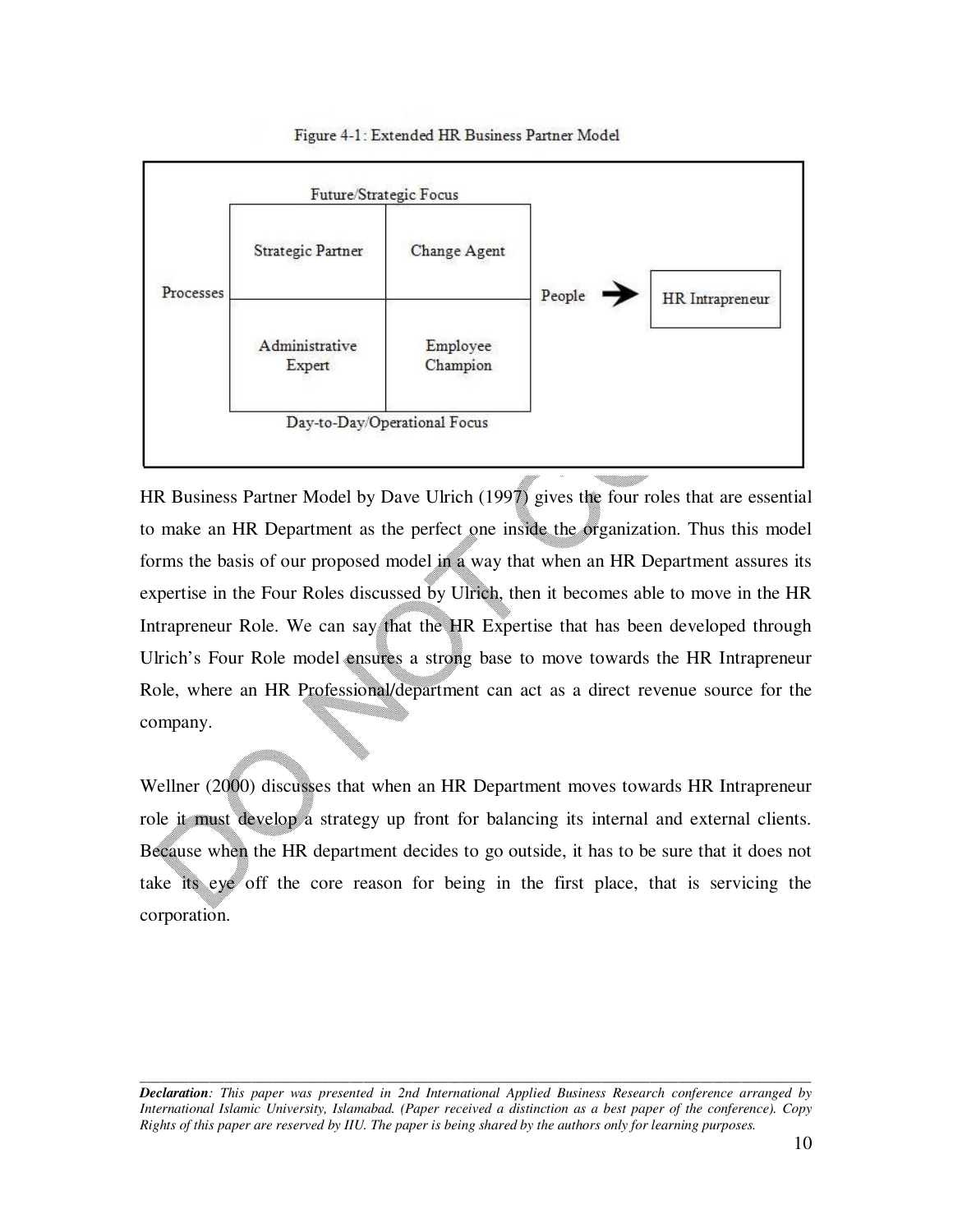Figure 4-1: Extended HR Business Partner Model

| | Future/Strategic Focus | | | |
|---|---|---|---|---|
| Processes | Strategic Partner | Change Agent | People → | HR Intrapreneur |
| | Administrative Expert | Employee Champion | | |
| | Day-to-Day/Operational Focus | | | |

HR Business Partner Model by Dave Ulrich (1997) gives the four roles that are essential to make an HR Department as the perfect one inside the organization. Thus this model forms the basis of our proposed model in a way that when an HR Department assures its expertise in the Four Roles discussed by Ulrich, then it becomes able to move in the HR Intrapreneur Role. We can say that the HR Expertise that has been developed through Ulrich's Four Role model ensures a strong base to move towards the HR Intrapreneur Role, where an HR Professional/department can act as a direct revenue source for the company.

Wellner (2000) discusses that when an HR Department moves towards HR Intrapreneur role it must develop a strategy up front for balancing its internal and external clients. Because when the HR department decides to go outside, it has to be sure that it does not take its eye off the core reason for being in the first place, that is servicing the corporation.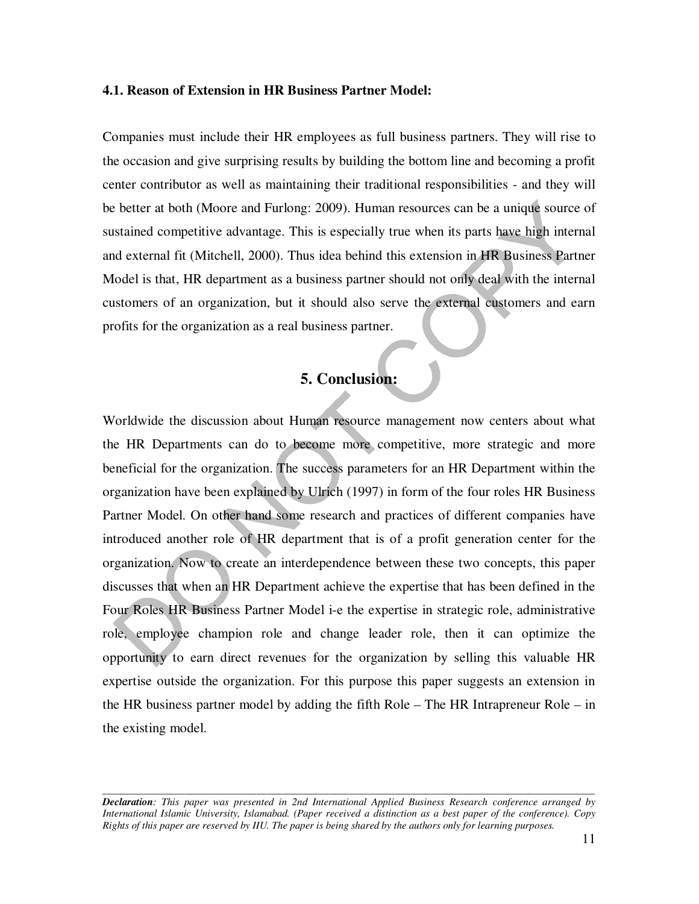**4.1. Reason of Extension in HR Business Partner Model:**

Companies must include their HR employees as full business partners. They will rise to the occasion and give surprising results by building the bottom line and becoming a profit center contributor as well as maintaining their traditional responsibilities - and they will be better at both (Moore and Furlong: 2009). Human resources can be a unique source of sustained competitive advantage. This is especially true when its parts have high internal and external fit (Mitchell, 2000). Thus idea behind this extension in HR Business Partner Model is that, HR department as a business partner should not only deal with the internal customers of an organization, but it should also serve the external customers and earn profits for the organization as a real business partner.

## 5. Conclusion:

Worldwide the discussion about Human resource management now centers about what the HR Departments can do to become more competitive, more strategic and more beneficial for the organization. The success parameters for an HR Department within the organization have been explained by Ulrich (1997) in form of the four roles HR Business Partner Model. On other hand some research and practices of different companies have introduced another role of HR department that is of a profit generation center for the organization. Now to create an interdependence between these two concepts, this paper discusses that when an HR Department achieve the expertise that has been defined in the Four Roles HR Business Partner Model i-e the expertise in strategic role, administrative role, employee champion role and change leader role, then it can optimize the opportunity to earn direct revenues for the organization by selling this valuable HR expertise outside the organization. For this purpose this paper suggests an extension in the HR business partner model by adding the fifth Role – The HR Intrapreneur Role – in the existing model.

---

***Declaration**: This paper was presented in 2nd International Applied Business Research conference arranged by International Islamic University, Islamabad. (Paper received a distinction as a best paper of the conference). Copy Rights of this paper are reserved by IIU. The paper is being shared by the authors only for learning purposes.*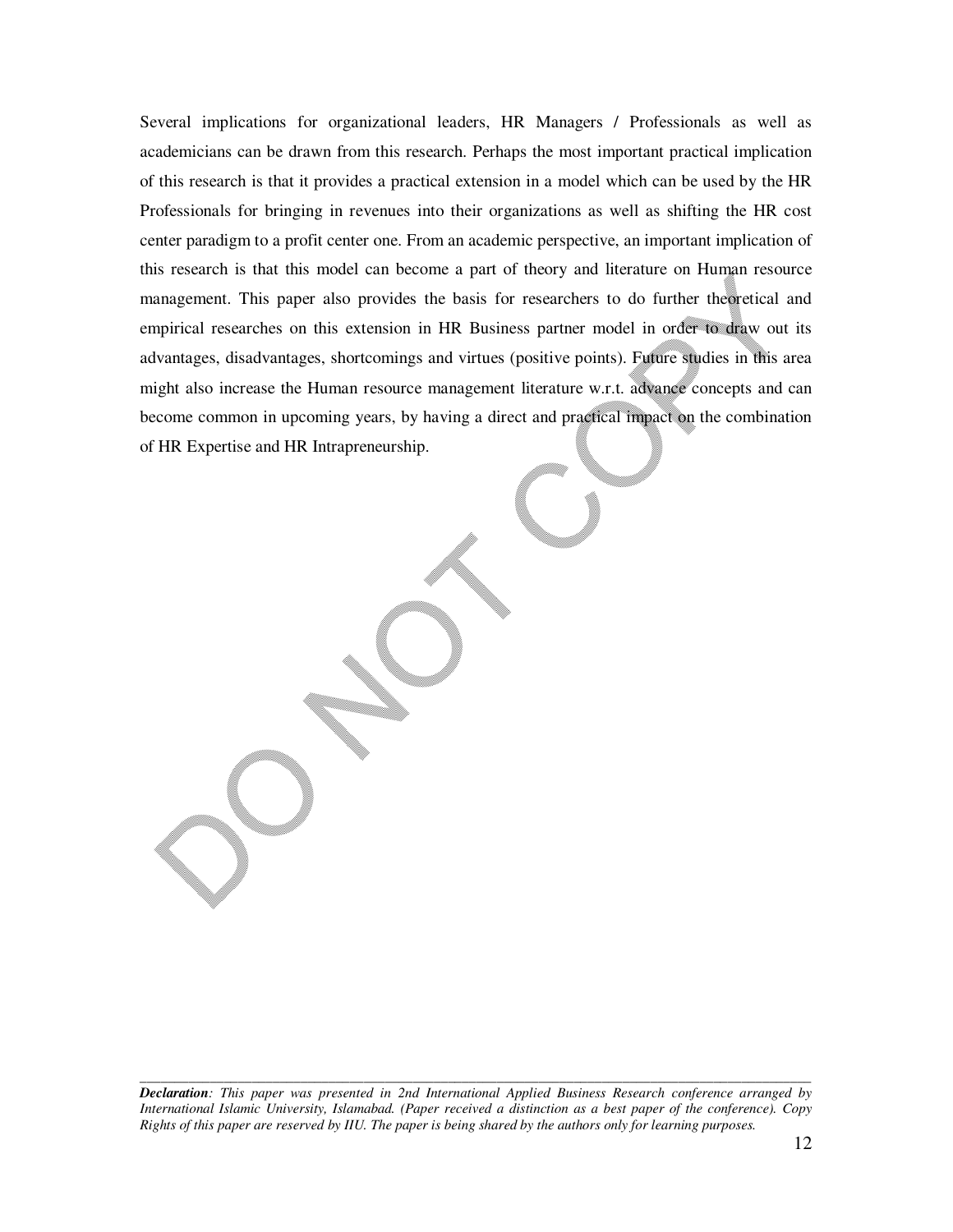Several implications for organizational leaders, HR Managers / Professionals as well as academicians can be drawn from this research. Perhaps the most important practical implication of this research is that it provides a practical extension in a model which can be used by the HR Professionals for bringing in revenues into their organizations as well as shifting the HR cost center paradigm to a profit center one. From an academic perspective, an important implication of this research is that this model can become a part of theory and literature on Human resource management. This paper also provides the basis for researchers to do further theoretical and empirical researches on this extension in HR Business partner model in order to draw out its advantages, disadvantages, shortcomings and virtues (positive points). Future studies in this area might also increase the Human resource management literature w.r.t. advance concepts and can become common in upcoming years, by having a direct and practical impact on the combination of HR Expertise and HR Intrapreneurship.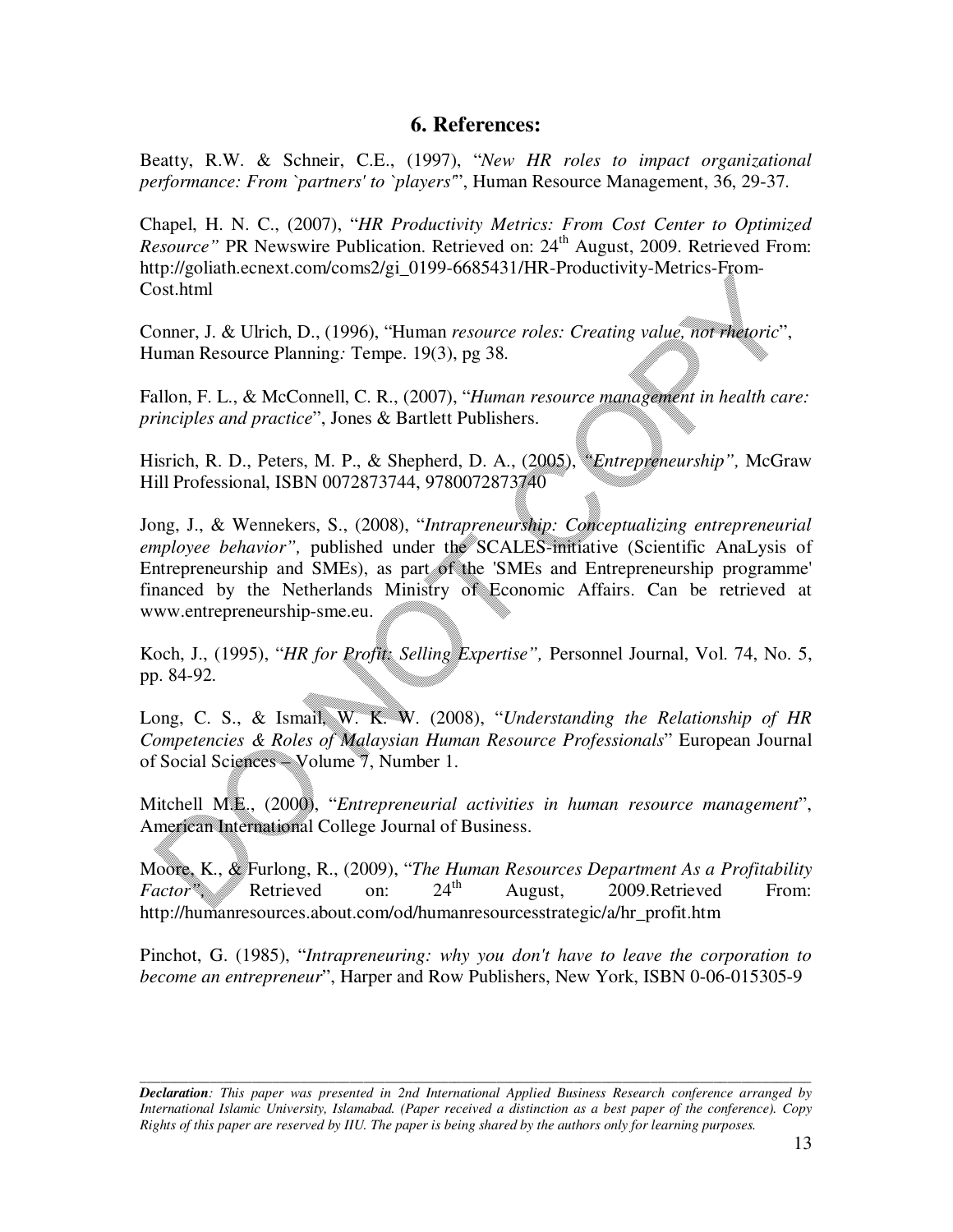## 6. References:

Beatty, R.W. & Schneir, C.E., (1997), "*New HR roles to impact organizational performance: From `partners' to `players'*", Human Resource Management, 36, 29-37.

Chapel, H. N. C., (2007), "*HR Productivity Metrics: From Cost Center to Optimized Resource"* PR Newswire Publication. Retrieved on: 24th August, 2009. Retrieved From: http://goliath.ecnext.com/coms2/gi_0199-6685431/HR-Productivity-Metrics-From-Cost.html

Conner, J. & Ulrich, D., (1996), "Human *resource roles: Creating value, not rhetoric*", Human Resource Planning*:* Tempe. 19(3), pg 38.

Fallon, F. L., & McConnell, C. R., (2007), "*Human resource management in health care: principles and practice*", Jones & Bartlett Publishers.

Hisrich, R. D., Peters, M. P., & Shepherd, D. A., (2005), *"Entrepreneurship",* McGraw Hill Professional, ISBN 0072873744, 9780072873740

Jong, J., & Wennekers, S., (2008), "*Intrapreneurship: Conceptualizing entrepreneurial employee behavior",* published under the SCALES-initiative (Scientific AnaLysis of Entrepreneurship and SMEs), as part of the 'SMEs and Entrepreneurship programme' financed by the Netherlands Ministry of Economic Affairs. Can be retrieved at www.entrepreneurship-sme.eu.

Koch, J., (1995), "*HR for Profit: Selling Expertise",* Personnel Journal, Vol. 74, No. 5, pp. 84-92.

Long, C. S., & Ismail, W. K. W. (2008), "*Understanding the Relationship of HR Competencies & Roles of Malaysian Human Resource Professionals*" European Journal of Social Sciences – Volume 7, Number 1.

Mitchell M.E., (2000), "*Entrepreneurial activities in human resource management*", American International College Journal of Business.

Moore, K., & Furlong, R., (2009), "*The Human Resources Department As a Profitability Factor",* Retrieved on: 24th August, 2009.Retrieved From: http://humanresources.about.com/od/humanresourcesstrategic/a/hr_profit.htm

Pinchot, G. (1985), "*Intrapreneuring: why you don't have to leave the corporation to become an entrepreneur*", Harper and Row Publishers, New York, ISBN 0-06-015305-9

---

***Declaration****: This paper was presented in 2nd International Applied Business Research conference arranged by International Islamic University, Islamabad. (Paper received a distinction as a best paper of the conference). Copy Rights of this paper are reserved by IIU. The paper is being shared by the authors only for learning purposes.*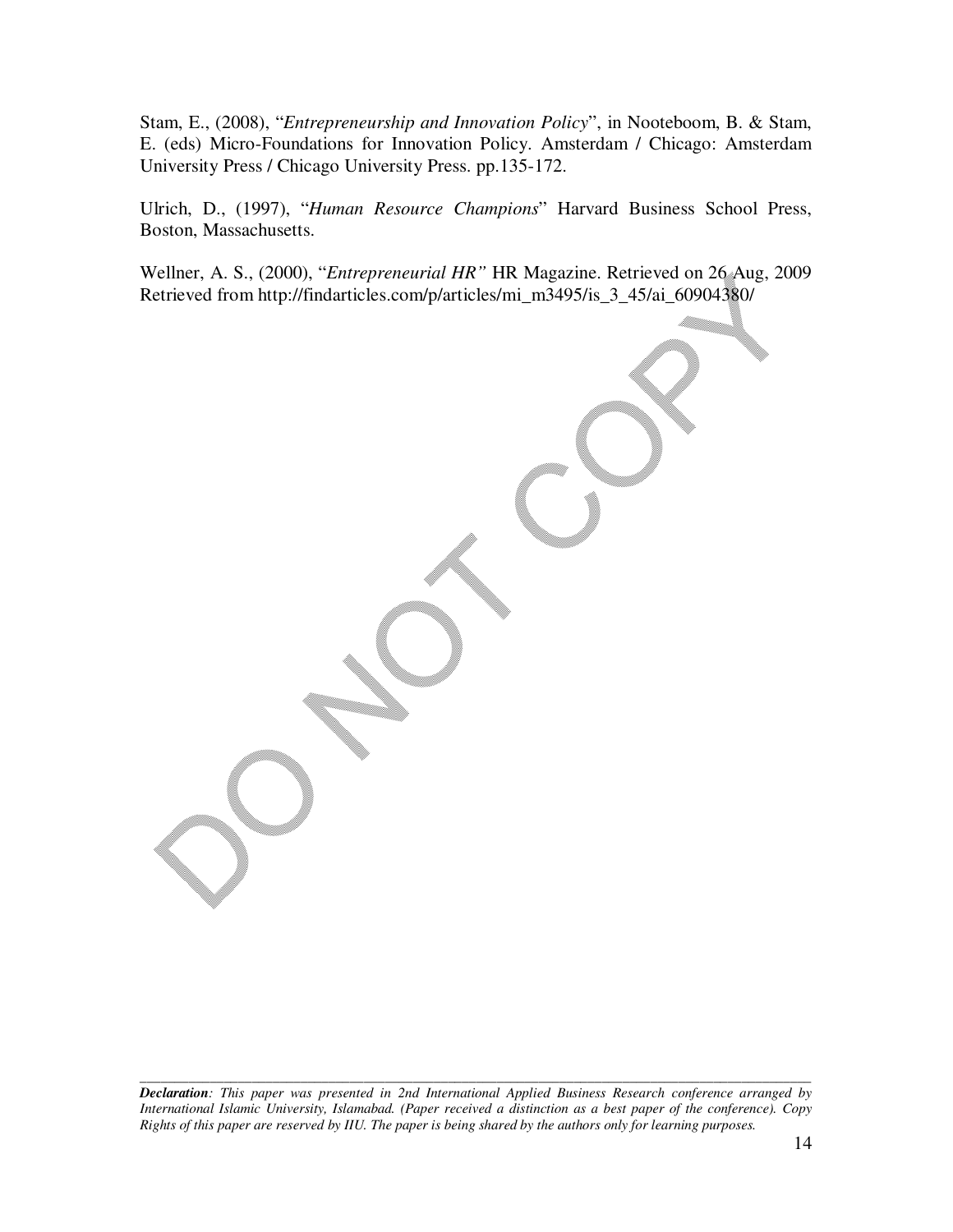Stam, E., (2008), "*Entrepreneurship and Innovation Policy*", in Nooteboom, B. & Stam, E. (eds) Micro-Foundations for Innovation Policy. Amsterdam / Chicago: Amsterdam University Press / Chicago University Press. pp.135-172.

Ulrich, D., (1997), "*Human Resource Champions*" Harvard Business School Press, Boston, Massachusetts.

Wellner, A. S., (2000), "*Entrepreneurial HR"* HR Magazine. Retrieved on 26 Aug, 2009 Retrieved from http://findarticles.com/p/articles/mi_m3495/is_3_45/ai_60904380/

---

***Declaration****: This paper was presented in 2nd International Applied Business Research conference arranged by International Islamic University, Islamabad. (Paper received a distinction as a best paper of the conference). Copy Rights of this paper are reserved by IIU. The paper is being shared by the authors only for learning purposes.*